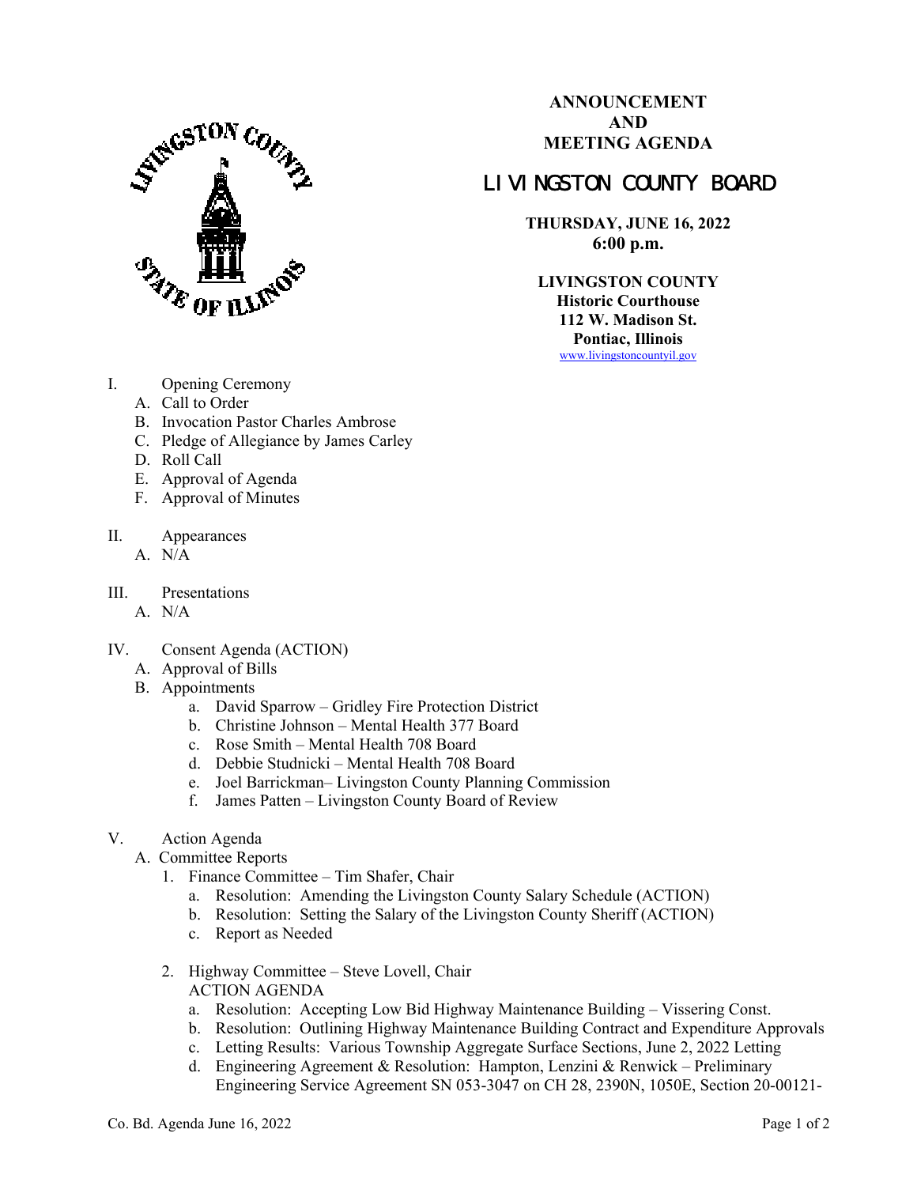**ANNOUNCEMENT**
**AND**
**MEETING AGENDA**

# LIVINGSTON COUNTY BOARD

**THURSDAY, JUNE 16, 2022**
**6:00 p.m.**

**LIVINGSTON COUNTY**
**Historic Courthouse**
**112 W. Madison St.**
**Pontiac, Illinois**
www.livingstoncountyil.gov

I. Opening Ceremony
   A. Call to Order
   B. Invocation Pastor Charles Ambrose
   C. Pledge of Allegiance by James Carley
   D. Roll Call
   E. Approval of Agenda
   F. Approval of Minutes

II. Appearances
   A. N/A

III. Presentations
   A. N/A

IV. Consent Agenda (ACTION)
   A. Approval of Bills
   B. Appointments
      a. David Sparrow – Gridley Fire Protection District
      b. Christine Johnson – Mental Health 377 Board
      c. Rose Smith – Mental Health 708 Board
      d. Debbie Studnicki – Mental Health 708 Board
      e. Joel Barrickman– Livingston County Planning Commission
      f. James Patten – Livingston County Board of Review

V. Action Agenda
   A. Committee Reports
      1. Finance Committee – Tim Shafer, Chair
         a. Resolution: Amending the Livingston County Salary Schedule (ACTION)
         b. Resolution: Setting the Salary of the Livingston County Sheriff (ACTION)
         c. Report as Needed

      2. Highway Committee – Steve Lovell, Chair
         ACTION AGENDA
         a. Resolution: Accepting Low Bid Highway Maintenance Building – Vissering Const.
         b. Resolution: Outlining Highway Maintenance Building Contract and Expenditure Approvals
         c. Letting Results: Various Township Aggregate Surface Sections, June 2, 2022 Letting
         d. Engineering Agreement & Resolution: Hampton, Lenzini & Renwick – Preliminary Engineering Service Agreement SN 053-3047 on CH 28, 2390N, 1050E, Section 20-00121-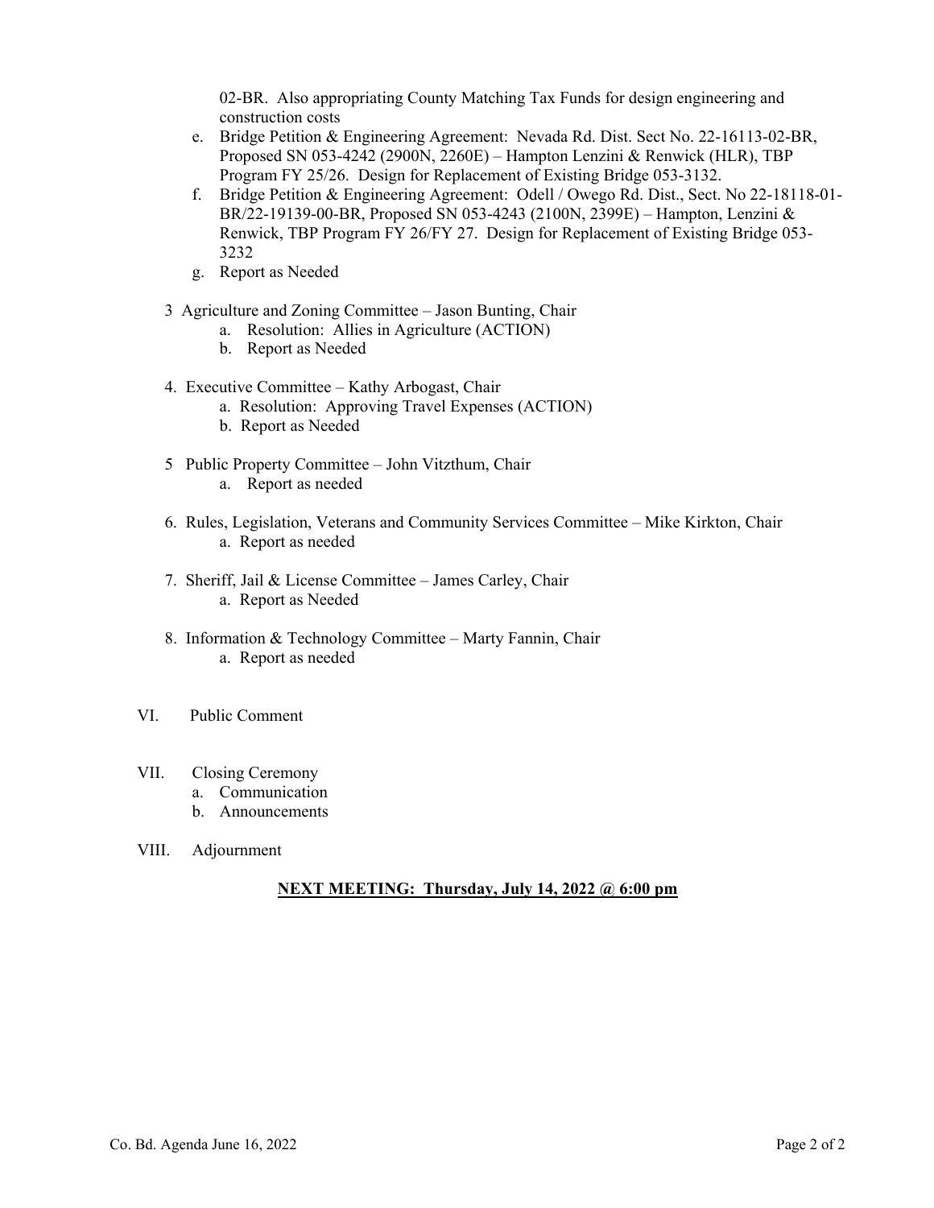02-BR. Also appropriating County Matching Tax Funds for design engineering and construction costs

e. Bridge Petition & Engineering Agreement: Nevada Rd. Dist. Sect No. 22-16113-02-BR, Proposed SN 053-4242 (2900N, 2260E) – Hampton Lenzini & Renwick (HLR), TBP Program FY 25/26. Design for Replacement of Existing Bridge 053-3132.
f. Bridge Petition & Engineering Agreement: Odell / Owego Rd. Dist., Sect. No 22-18118-01-BR/22-19139-00-BR, Proposed SN 053-4243 (2100N, 2399E) – Hampton, Lenzini & Renwick, TBP Program FY 26/FY 27. Design for Replacement of Existing Bridge 053-3232
g. Report as Needed

3 Agriculture and Zoning Committee – Jason Bunting, Chair
   a. Resolution: Allies in Agriculture (ACTION)
   b. Report as Needed

4. Executive Committee – Kathy Arbogast, Chair
   a. Resolution: Approving Travel Expenses (ACTION)
   b. Report as Needed

5 Public Property Committee – John Vitzthum, Chair
   a. Report as needed

6. Rules, Legislation, Veterans and Community Services Committee – Mike Kirkton, Chair
   a. Report as needed

7. Sheriff, Jail & License Committee – James Carley, Chair
   a. Report as Needed

8. Information & Technology Committee – Marty Fannin, Chair
   a. Report as needed

VI. Public Comment

VII. Closing Ceremony
   a. Communication
   b. Announcements

VIII. Adjournment

**NEXT MEETING: Thursday, July 14, 2022 @ 6:00 pm**